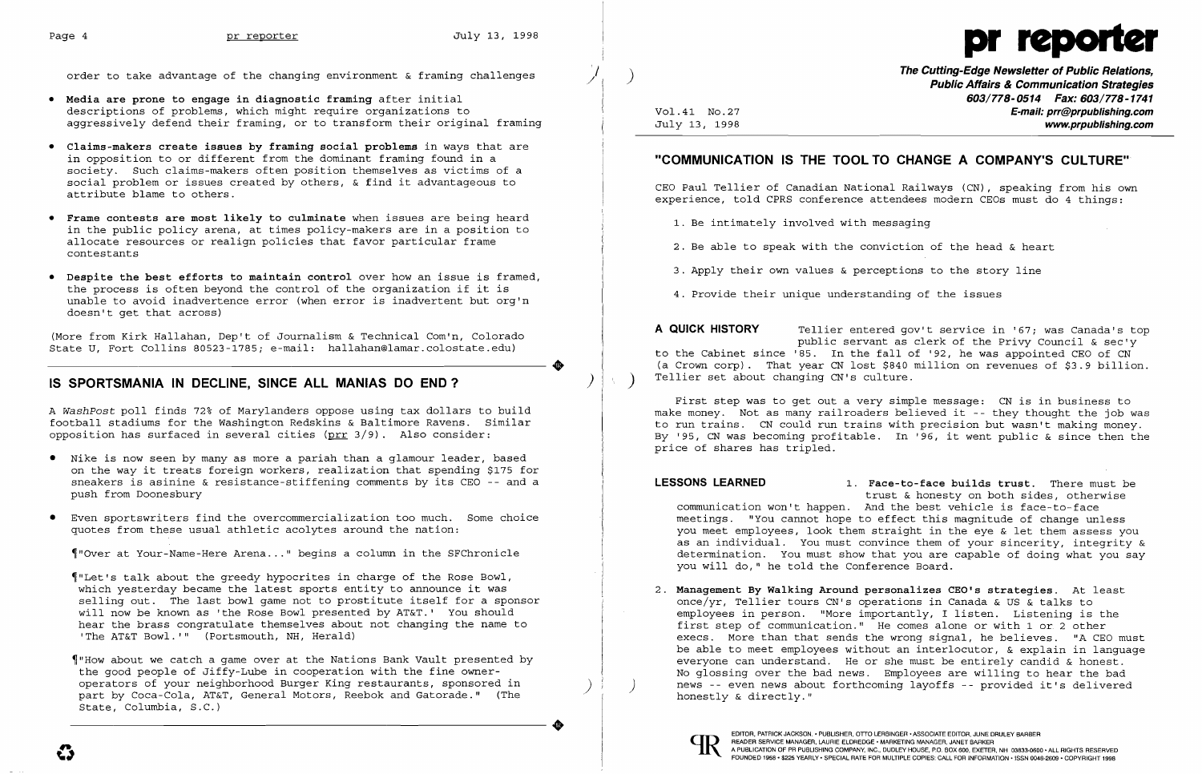order to take advantage of the changing environment & framing challenges

- **Media are prone to engage in diagnostic framing** after initial descriptions of problems, which might require organizations to aggressively defend their framing, or to transform their original framing

- **Claims-makers create issues by framing social problems** in ways that are in opposition to or different from the dominant framing found in a society. Such claims-makers often position themselves as victims of a social problem or issues created by others, & find it advantageous to attribute blame to others.

- **Frame contests are most likely to culminate** when issues are being heard in the public policy arena, at times policy-makers are in a position to allocate resources or realign policies that favor particular frame contestants

- **Despite the best efforts to maintain control** over how an issue is framed, the process is often beyond the control of the organization if it is unable to avoid inadvertence error (when error is inadvertent but org'n doesn't get that across)

(More from Kirk Hallahan, Dep't of Journalism & Technical Com'n, Colorado State U, Fort Collins 80523-1785; e-mail: hallahan@lamar.colostate.edu)

## IS SPORTSMANIA IN DECLINE, SINCE ALL MANIAS DO END?

A *WashPost* poll finds 72% of Marylanders oppose using tax dollars to build football stadiums for the Washington Redskins & Baltimore Ravens. Similar opposition has surfaced in several cities (prr 3/9). Also consider:

- Nike is now seen by many as more a pariah than a glamour leader, based on the way it treats foreign workers, realization that spending $175 for sneakers is asinine & resistance-stiffening comments by its CEO -- and a push from Doonesbury

- Even sportswriters find the overcommercialization too much. Some choice quotes from these usual athletic acolytes around the nation:

¶"Over at Your-Name-Here Arena..." begins a column in the SFChronicle

¶"Let's talk about the greedy hypocrites in charge of the Rose Bowl, which yesterday became the latest sports entity to announce it was selling out. The last bowl game not to prostitute itself for a sponsor will now be known as 'the Rose Bowl presented by AT&T.' You should hear the brass congratulate themselves about not changing the name to 'The AT&T Bowl.'" (Portsmouth, NH, Herald)

¶"How about we catch a game over at the Nations Bank Vault presented by the good people of Jiffy-Lube in cooperation with the fine owner-operators of your neighborhood Burger King restaurants, sponsored in part by Coca-Cola, AT&T, General Motors, Reebok and Gatorade." (The State, Columbia, S.C.)

# pr reporter

**The Cutting-Edge Newsletter of Public Relations, Public Affairs & Communication Strategies**
**603/778-0514 Fax: 603/778-1741**
**E-mail: prr@prpublishing.com**
**www.prpublishing.com**

Vol.41 No.27
July 13, 1998

## "COMMUNICATION IS THE TOOL TO CHANGE A COMPANY'S CULTURE"

CEO Paul Tellier of Canadian National Railways (CN), speaking from his own experience, told CPRS conference attendees modern CEOs must do 4 things:

1. Be intimately involved with messaging
2. Be able to speak with the conviction of the head & heart
3. Apply their own values & perceptions to the story line
4. Provide their unique understanding of the issues

**A QUICK HISTORY** Tellier entered gov't service in '67; was Canada's top public servant as clerk of the Privy Council & sec'y to the Cabinet since '85. In the fall of '92, he was appointed CEO of CN (a Crown corp). That year CN lost $840 million on revenues of $3.9 billion. Tellier set about changing CN's culture.

First step was to get out a very simple message: CN is in business to make money. Not as many railroaders believed it -- they thought the job was to run trains. CN could run trains with precision but wasn't making money. By '95, CN was becoming profitable. In '96, it went public & since then the price of shares has tripled.

**LESSONS LEARNED** 1. **Face-to-face builds trust.** There must be trust & honesty on both sides, otherwise communication won't happen. And the best vehicle is face-to-face meetings. "You cannot hope to effect this magnitude of change unless you meet employees, look them straight in the eye & let them assess you as an individual. You must convince them of your sincerity, integrity & determination. You must show that you are capable of doing what you say you will do," he told the Conference Board.

2. **Management By Walking Around personalizes CEO's strategies.** At least once/yr, Tellier tours CN's operations in Canada & US & talks to employees in person. "More importantly, I listen. Listening is the first step of communication." He comes alone or with 1 or 2 other execs. More than that sends the wrong signal, he believes. "A CEO must be able to meet employees without an interlocutor, & explain in language everyone can understand. He or she must be entirely candid & honest. No glossing over the bad news. Employees are willing to hear the bad news -- even news about forthcoming layoffs -- provided it's delivered honestly & directly."

EDITOR, PATRICK JACKSON. • PUBLISHER, OTTO LERBINGER • ASSOCIATE EDITOR, JUNE DRULEY BARBER
READER SERVICE MANAGER, LAURIE ELDREDGE • MARKETING MANAGER, JANET BARKER
A PUBLICATION OF PR PUBLISHING COMPANY, INC., DUDLEY HOUSE, P.O. BOX 600, EXETER, NH 03833-0600 • ALL RIGHTS RESERVED
FOUNDED 1958 • $225 YEARLY • SPECIAL RATE FOR MULTIPLE COPIES: CALL FOR INFORMATION • ISSN 0048-2609 • COPYRIGHT 1998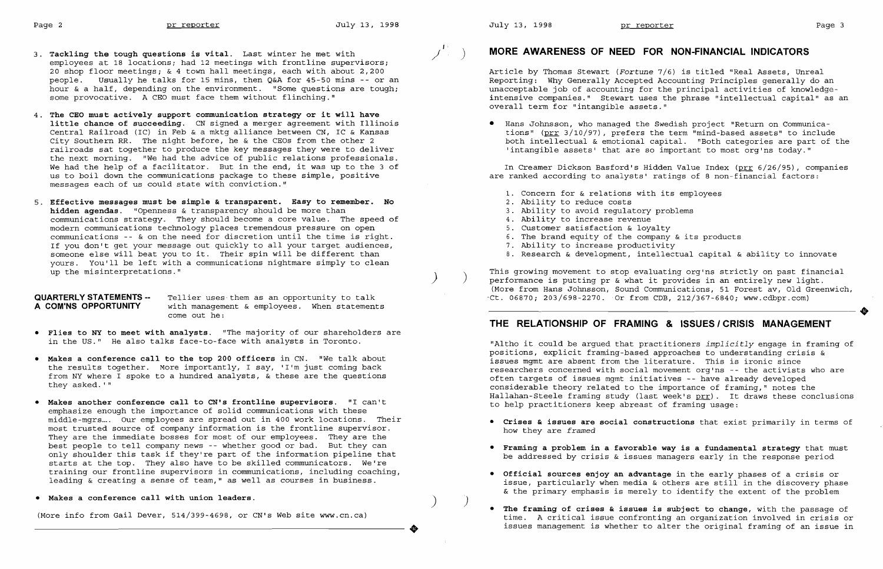3. **Tackling the tough questions is vital.** Last winter he met with employees at 18 locations; had 12 meetings with frontline supervisors; 20 shop floor meetings; & 4 town hall meetings, each with about 2,200 people. Usually he talks for 15 mins, then Q&A for 45-50 mins -- or an hour & a half, depending on the environment. "Some questions are tough; some provocative. A CEO must face them without flinching."

4. **The CEO must actively support communication strategy or it will have little chance of succeeding.** CN signed a merger agreement with Illinois Central Railroad (IC) in Feb & a mktg alliance between CN, IC & Kansas City Southern RR. The night before, he & the CEOs from the other 2 railroads sat together to produce the key messages they were to deliver the next morning. "We had the advice of public relations professionals. We had the help of a facilitator. But in the end, it was up to the 3 of us to boil down the communications package to these simple, positive messages each of us could state with conviction."

5. **Effective messages must be simple & transparent. Easy to remember. No hidden agendas.** "Openness & transparency should be more than communications strategy. They should become a core value. The speed of modern communications technology places tremendous pressure on open communications -- & on the need for discretion until the time is right. If you don't get your message out quickly to all your target audiences, someone else will beat you to it. Their spin will be different than yours. You'll be left with a communications nightmare simply to clean up the misinterpretations."

**QUARTERLY STATEMENTS -- A COM'NS OPPORTUNITY** Tellier uses them as an opportunity to talk with management & employees. When statements come out he:

- **Flies to NY to meet with analysts.** "The majority of our shareholders are in the US." He also talks face-to-face with analysts in Toronto.

- **Makes a conference call to the top 200 officers** in CN. "We talk about the results together. More importantly, I say, 'I'm just coming back from NY where I spoke to a hundred analysts, & these are the questions they asked.'"

- **Makes another conference call to CN's frontline supervisors.** "I can't emphasize enough the importance of solid communications with these middle-mgrs.... Our employees are spread out in 400 work locations. Their most trusted source of company information is the frontline supervisor. They are the immediate bosses for most of our employees. They are the best people to tell company news -- whether good or bad. But they can only shoulder this task if they're part of the information pipeline that starts at the top. They also have to be skilled communicators. We're training our frontline supervisors in communications, including coaching, leading & creating a sense of team," as well as courses in business.

- **Makes a conference call with union leaders.**

(More info from Gail Dever, 514/399-4698, or CN's Web site www.cn.ca)

## MORE AWARENESS OF NEED FOR NON-FINANCIAL INDICATORS

Article by Thomas Stewart (*Fortune* 7/6) is titled "Real Assets, Unreal Reporting: Why Generally Accepted Accounting Principles generally do an unacceptable job of accounting for the principal activities of knowledge-intensive companies." Stewart uses the phrase "intellectual capital" as an overall term for "intangible assets."

- Hans Johnsson, who managed the Swedish project "Return on Communications" (prr 3/10/97), prefers the term "mind-based assets" to include both intellectual & emotional capital. "Both categories are part of the 'intangible assets' that are so important to most org'ns today."

In Creamer Dickson Basford's Hidden Value Index (prr 6/26/95), companies are ranked according to analysts' ratings of 8 non-financial factors:

1. Concern for & relations with its employees
2. Ability to reduce costs
3. Ability to avoid regulatory problems
4. Ability to increase revenue
5. Customer satisfaction & loyalty
6. The brand equity of the company & its products
7. Ability to increase productivity
8. Research & development, intellectual capital & ability to innovate

This growing movement to stop evaluating org'ns strictly on past financial performance is putting pr & what it provides in an entirely new light. (More from Hans Johnsson, Sound Communications, 51 Forest av, Old Greenwich, Ct. 06870; 203/698-2270. Or from CDB, 212/367-6840; www.cdbpr.com)

## THE RELATIONSHIP OF FRAMING & ISSUES / CRISIS MANAGEMENT

"Altho it could be argued that practitioners *implicitly* engage in framing of positions, explicit framing-based approaches to understanding crisis & issues mgmt are absent from the literature. This is ironic since researchers concerned with social movement org'ns -- the activists who are often targets of issues mgmt initiatives -- have already developed considerable theory related to the importance of framing," notes the Hallahan-Steele framing study (last week's prr). It draws these conclusions to help practitioners keep abreast of framing usage:

- **Crises & issues are social constructions** that exist primarily in terms of how they are *framed*

- **Framing a problem in a favorable way is a fundamental strategy** that must be addressed by crisis & issues managers early in the response period

- **Official sources enjoy an advantage** in the early phases of a crisis or issue, particularly when media & others are still in the discovery phase & the primary emphasis is merely to identify the extent of the problem

- **The framing of crises & issues is subject to change,** with the passage of time. A critical issue confronting an organization involved in crisis or issues management is whether to alter the original framing of an issue in